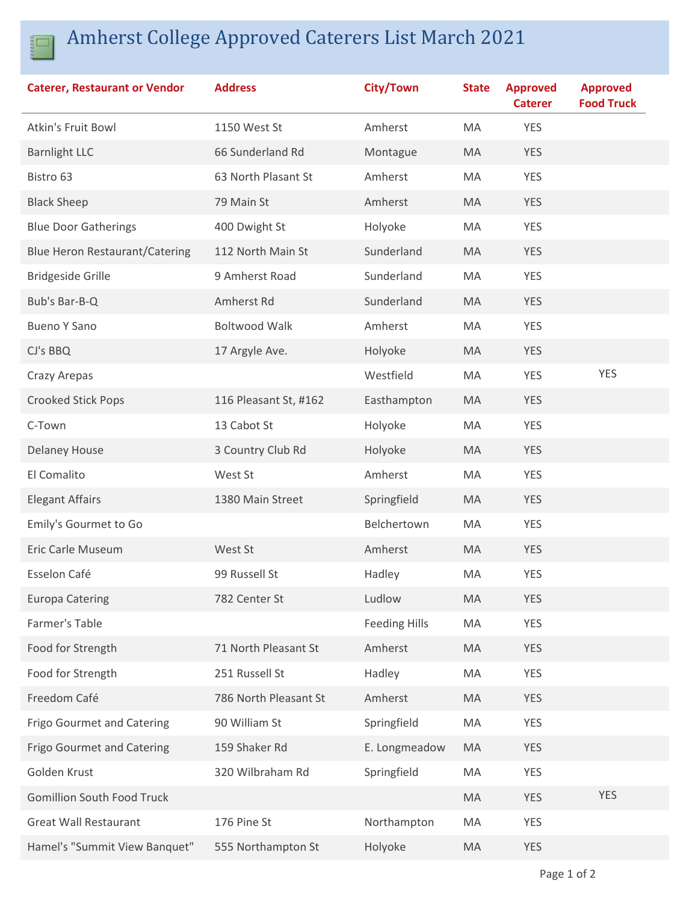# Amherst College Approved Caterers List March 2021

| Caterer, Restaurant or Vendor | Address | City/Town | State | Approved Caterer | Approved Food Truck |
|---|---|---|---|---|---|
| Atkin's Fruit Bowl | 1150 West St | Amherst | MA | YES | |
| Barnlight LLC | 66 Sunderland Rd | Montague | MA | YES | |
| Bistro 63 | 63 North Plasant St | Amherst | MA | YES | |
| Black Sheep | 79 Main St | Amherst | MA | YES | |
| Blue Door Gatherings | 400 Dwight St | Holyoke | MA | YES | |
| Blue Heron Restaurant/Catering | 112 North Main St | Sunderland | MA | YES | |
| Bridgeside Grille | 9 Amherst Road | Sunderland | MA | YES | |
| Bub's Bar-B-Q | Amherst Rd | Sunderland | MA | YES | |
| Bueno Y Sano | Boltwood Walk | Amherst | MA | YES | |
| CJ's BBQ | 17 Argyle Ave. | Holyoke | MA | YES | |
| Crazy Arepas | | Westfield | MA | YES | YES |
| Crooked Stick Pops | 116 Pleasant St, #162 | Easthampton | MA | YES | |
| C-Town | 13 Cabot St | Holyoke | MA | YES | |
| Delaney House | 3 Country Club Rd | Holyoke | MA | YES | |
| El Comalito | West St | Amherst | MA | YES | |
| Elegant Affairs | 1380 Main Street | Springfield | MA | YES | |
| Emily's Gourmet to Go | | Belchertown | MA | YES | |
| Eric Carle Museum | West St | Amherst | MA | YES | |
| Esselon Café | 99 Russell St | Hadley | MA | YES | |
| Europa Catering | 782 Center St | Ludlow | MA | YES | |
| Farmer's Table | | Feeding Hills | MA | YES | |
| Food for Strength | 71 North Pleasant St | Amherst | MA | YES | |
| Food for Strength | 251 Russell St | Hadley | MA | YES | |
| Freedom Café | 786 North Pleasant St | Amherst | MA | YES | |
| Frigo Gourmet and Catering | 90 William St | Springfield | MA | YES | |
| Frigo Gourmet and Catering | 159 Shaker Rd | E. Longmeadow | MA | YES | |
| Golden Krust | 320 Wilbraham Rd | Springfield | MA | YES | |
| Gomillion South Food Truck | | | MA | YES | YES |
| Great Wall Restaurant | 176 Pine St | Northampton | MA | YES | |
| Hamel's "Summit View Banquet" | 555 Northampton St | Holyoke | MA | YES | |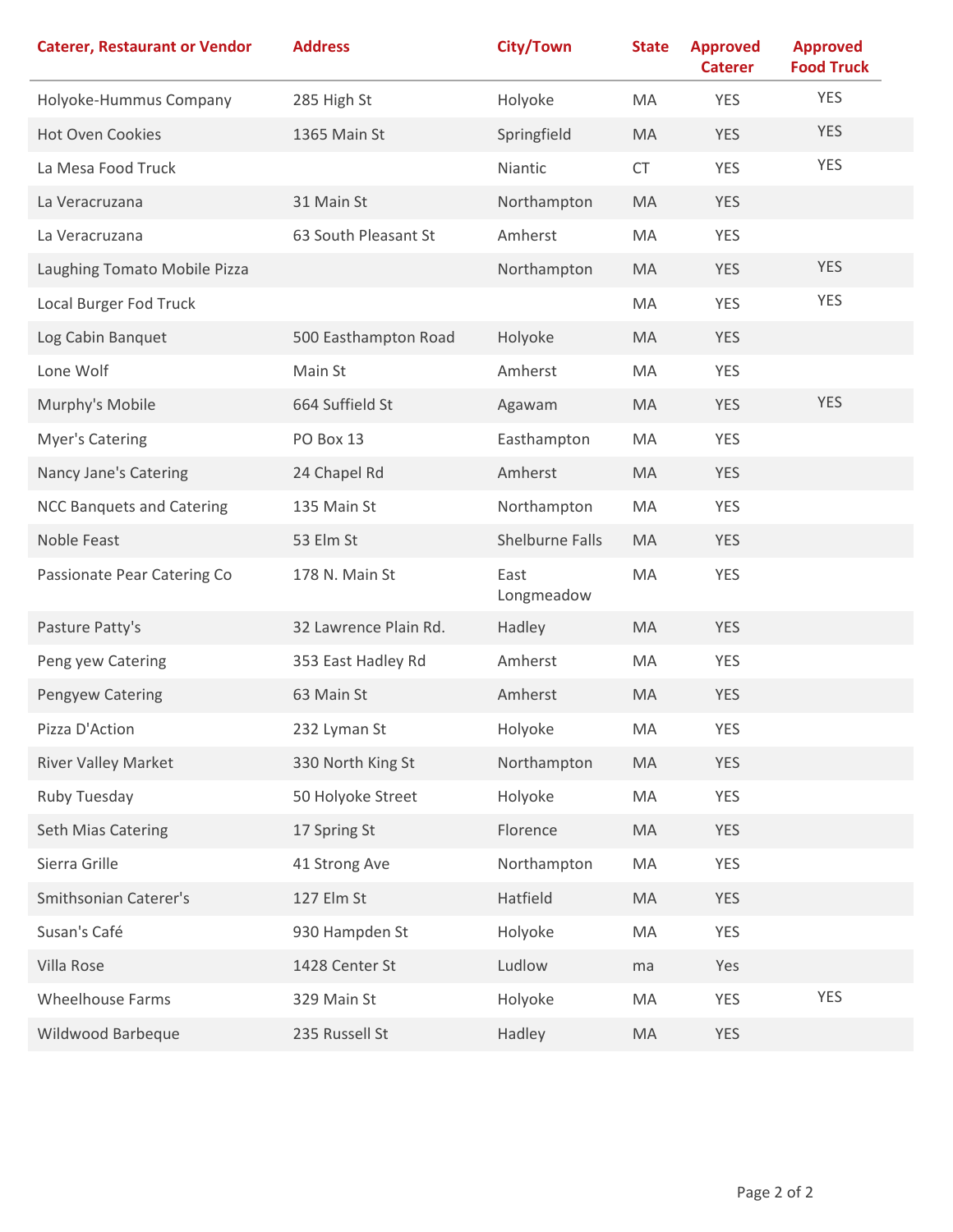| Caterer, Restaurant or Vendor | Address | City/Town | State | Approved Caterer | Approved Food Truck |
|---|---|---|---|---|---|
| Holyoke-Hummus Company | 285 High St | Holyoke | MA | YES | YES |
| Hot Oven Cookies | 1365 Main St | Springfield | MA | YES | YES |
| La Mesa Food Truck | | Niantic | CT | YES | YES |
| La Veracruzana | 31 Main St | Northampton | MA | YES | |
| La Veracruzana | 63 South Pleasant St | Amherst | MA | YES | |
| Laughing Tomato Mobile Pizza | | Northampton | MA | YES | YES |
| Local Burger Fod Truck | | | MA | YES | YES |
| Log Cabin Banquet | 500 Easthampton Road | Holyoke | MA | YES | |
| Lone Wolf | Main St | Amherst | MA | YES | |
| Murphy's Mobile | 664 Suffield St | Agawam | MA | YES | YES |
| Myer's Catering | PO Box 13 | Easthampton | MA | YES | |
| Nancy Jane's Catering | 24 Chapel Rd | Amherst | MA | YES | |
| NCC Banquets and Catering | 135 Main St | Northampton | MA | YES | |
| Noble Feast | 53 Elm St | Shelburne Falls | MA | YES | |
| Passionate Pear Catering Co | 178 N. Main St | East Longmeadow | MA | YES | |
| Pasture Patty's | 32 Lawrence Plain Rd. | Hadley | MA | YES | |
| Peng yew Catering | 353 East Hadley Rd | Amherst | MA | YES | |
| Pengyew Catering | 63 Main St | Amherst | MA | YES | |
| Pizza D'Action | 232 Lyman St | Holyoke | MA | YES | |
| River Valley Market | 330 North King St | Northampton | MA | YES | |
| Ruby Tuesday | 50 Holyoke Street | Holyoke | MA | YES | |
| Seth Mias Catering | 17 Spring St | Florence | MA | YES | |
| Sierra Grille | 41 Strong Ave | Northampton | MA | YES | |
| Smithsonian Caterer's | 127 Elm St | Hatfield | MA | YES | |
| Susan's Café | 930 Hampden St | Holyoke | MA | YES | |
| Villa Rose | 1428 Center St | Ludlow | ma | Yes | |
| Wheelhouse Farms | 329 Main St | Holyoke | MA | YES | YES |
| Wildwood Barbeque | 235 Russell St | Hadley | MA | YES | |